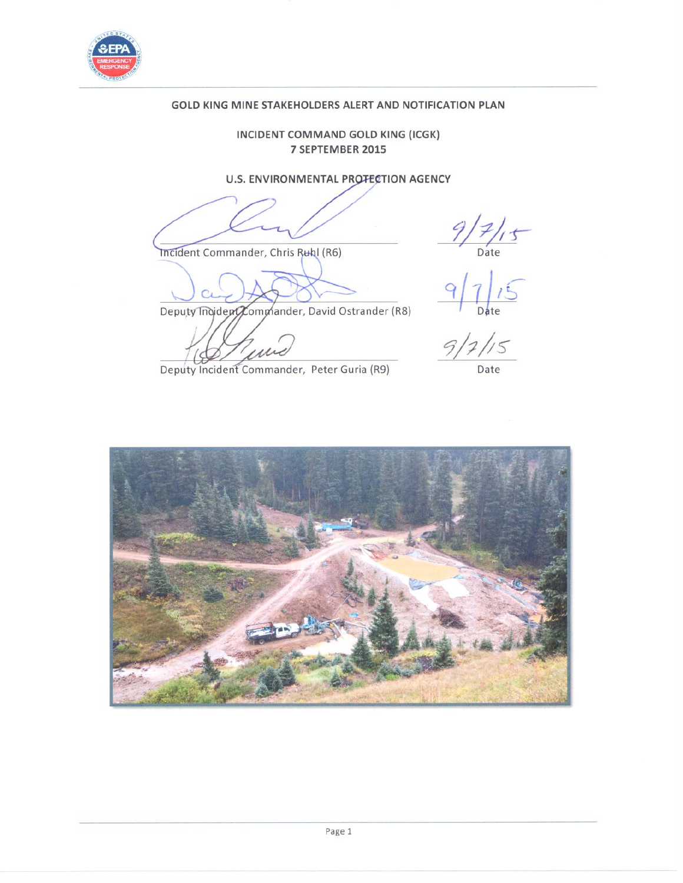# GOLD KING MINE STAKEHOLDERS ALERT AND NOTIFICATION PLAN

## INCIDENT COMMAND GOLD KING (ICGK)
## 7 SEPTEMBER 2015

## U.S. ENVIRONMENTAL PROTECTION AGENCY

| | |
|---|---|
| Incident Commander, Chris Ruhl (R6) | 9/7/15<br>Date |
| Deputy Incident Commander, David Ostrander (R8) | 9/7/15<br>Date |
| Deputy Incident Commander, Peter Guria (R9) | 9/7/15<br>Date |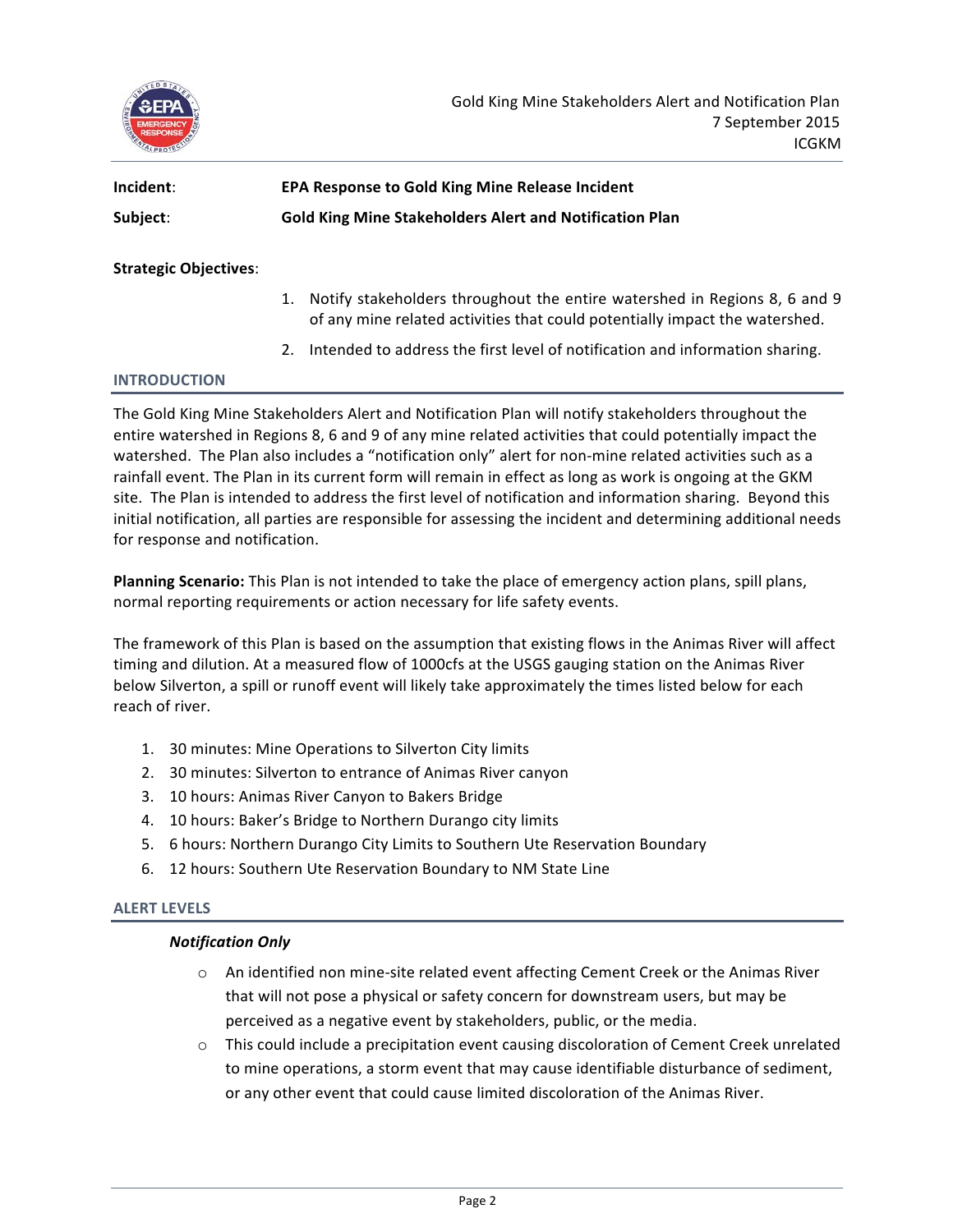**Incident**: **EPA Response to Gold King Mine Release Incident**

**Subject**: **Gold King Mine Stakeholders Alert and Notification Plan**

**Strategic Objectives**:

1. Notify stakeholders throughout the entire watershed in Regions 8, 6 and 9 of any mine related activities that could potentially impact the watershed.
2. Intended to address the first level of notification and information sharing.

## INTRODUCTION

The Gold King Mine Stakeholders Alert and Notification Plan will notify stakeholders throughout the entire watershed in Regions 8, 6 and 9 of any mine related activities that could potentially impact the watershed. The Plan also includes a "notification only" alert for non-mine related activities such as a rainfall event. The Plan in its current form will remain in effect as long as work is ongoing at the GKM site. The Plan is intended to address the first level of notification and information sharing. Beyond this initial notification, all parties are responsible for assessing the incident and determining additional needs for response and notification.

**Planning Scenario:** This Plan is not intended to take the place of emergency action plans, spill plans, normal reporting requirements or action necessary for life safety events.

The framework of this Plan is based on the assumption that existing flows in the Animas River will affect timing and dilution. At a measured flow of 1000cfs at the USGS gauging station on the Animas River below Silverton, a spill or runoff event will likely take approximately the times listed below for each reach of river.

1. 30 minutes: Mine Operations to Silverton City limits
2. 30 minutes: Silverton to entrance of Animas River canyon
3. 10 hours: Animas River Canyon to Bakers Bridge
4. 10 hours: Baker's Bridge to Northern Durango city limits
5. 6 hours: Northern Durango City Limits to Southern Ute Reservation Boundary
6. 12 hours: Southern Ute Reservation Boundary to NM State Line

## ALERT LEVELS

***Notification Only***

- An identified non mine-site related event affecting Cement Creek or the Animas River that will not pose a physical or safety concern for downstream users, but may be perceived as a negative event by stakeholders, public, or the media.
- This could include a precipitation event causing discoloration of Cement Creek unrelated to mine operations, a storm event that may cause identifiable disturbance of sediment, or any other event that could cause limited discoloration of the Animas River.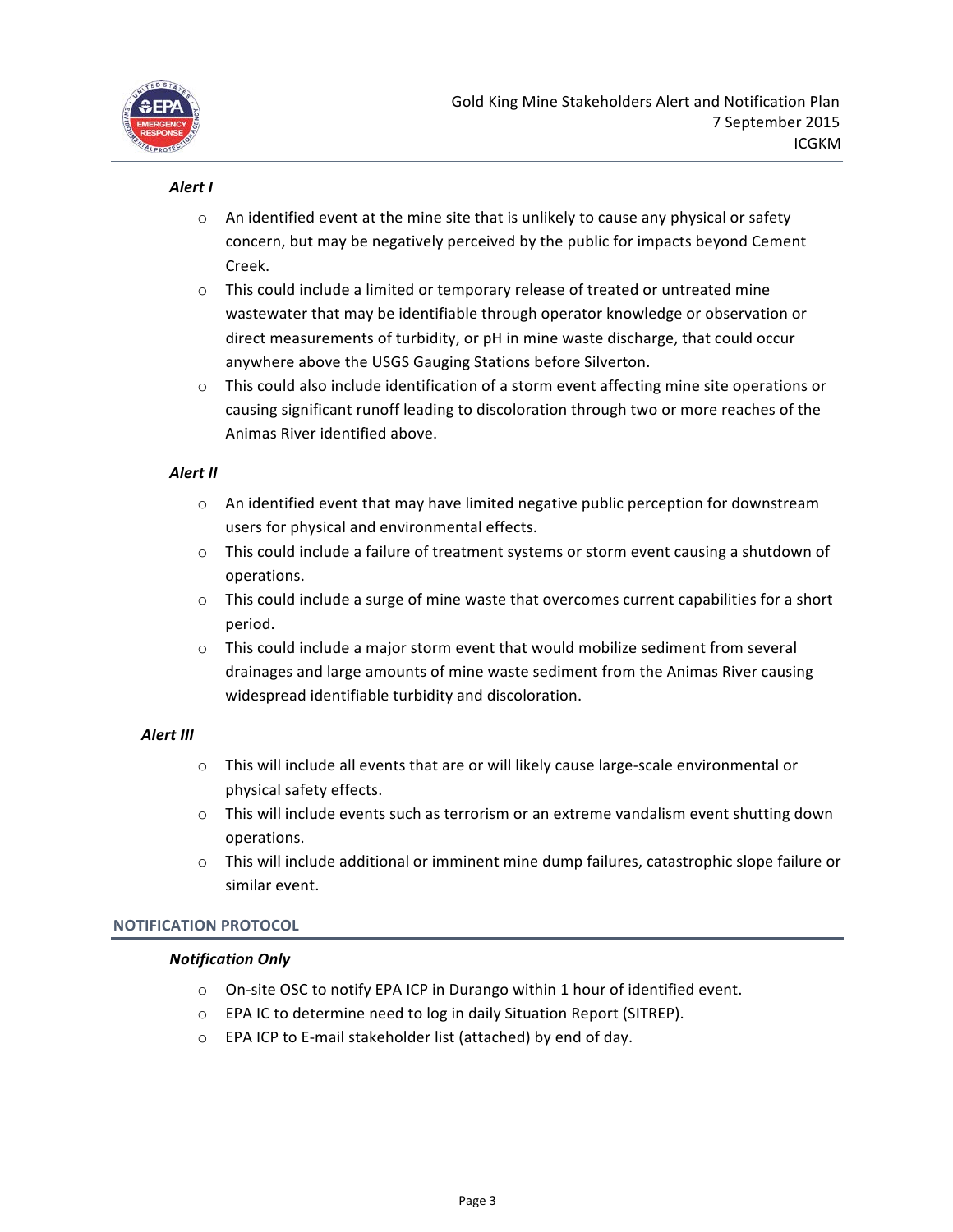***Alert I***

- An identified event at the mine site that is unlikely to cause any physical or safety concern, but may be negatively perceived by the public for impacts beyond Cement Creek.
- This could include a limited or temporary release of treated or untreated mine wastewater that may be identifiable through operator knowledge or observation or direct measurements of turbidity, or pH in mine waste discharge, that could occur anywhere above the USGS Gauging Stations before Silverton.
- This could also include identification of a storm event affecting mine site operations or causing significant runoff leading to discoloration through two or more reaches of the Animas River identified above.

***Alert II***

- An identified event that may have limited negative public perception for downstream users for physical and environmental effects.
- This could include a failure of treatment systems or storm event causing a shutdown of operations.
- This could include a surge of mine waste that overcomes current capabilities for a short period.
- This could include a major storm event that would mobilize sediment from several drainages and large amounts of mine waste sediment from the Animas River causing widespread identifiable turbidity and discoloration.

***Alert III***

- This will include all events that are or will likely cause large-scale environmental or physical safety effects.
- This will include events such as terrorism or an extreme vandalism event shutting down operations.
- This will include additional or imminent mine dump failures, catastrophic slope failure or similar event.

## NOTIFICATION PROTOCOL

***Notification Only***

- On-site OSC to notify EPA ICP in Durango within 1 hour of identified event.
- EPA IC to determine need to log in daily Situation Report (SITREP).
- EPA ICP to E-mail stakeholder list (attached) by end of day.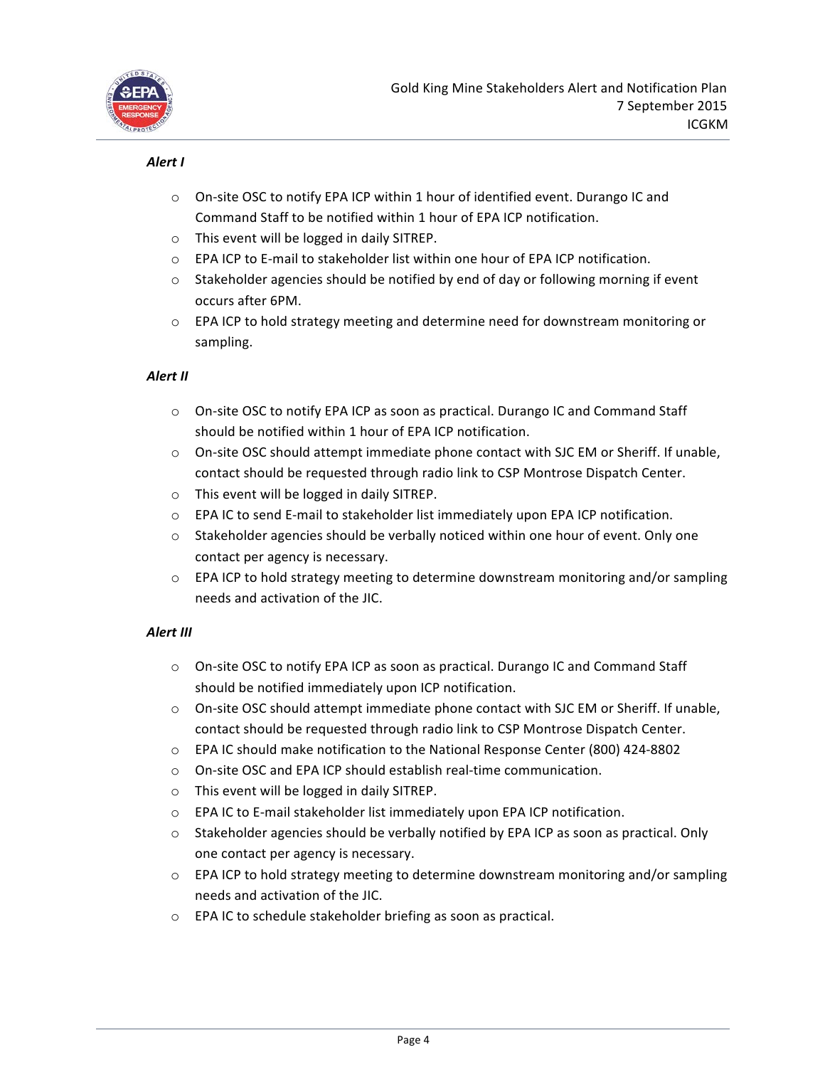***Alert I***

- On-site OSC to notify EPA ICP within 1 hour of identified event. Durango IC and Command Staff to be notified within 1 hour of EPA ICP notification.
- This event will be logged in daily SITREP.
- EPA ICP to E-mail to stakeholder list within one hour of EPA ICP notification.
- Stakeholder agencies should be notified by end of day or following morning if event occurs after 6PM.
- EPA ICP to hold strategy meeting and determine need for downstream monitoring or sampling.

***Alert II***

- On-site OSC to notify EPA ICP as soon as practical. Durango IC and Command Staff should be notified within 1 hour of EPA ICP notification.
- On-site OSC should attempt immediate phone contact with SJC EM or Sheriff. If unable, contact should be requested through radio link to CSP Montrose Dispatch Center.
- This event will be logged in daily SITREP.
- EPA IC to send E-mail to stakeholder list immediately upon EPA ICP notification.
- Stakeholder agencies should be verbally noticed within one hour of event. Only one contact per agency is necessary.
- EPA ICP to hold strategy meeting to determine downstream monitoring and/or sampling needs and activation of the JIC.

***Alert III***

- On-site OSC to notify EPA ICP as soon as practical. Durango IC and Command Staff should be notified immediately upon ICP notification.
- On-site OSC should attempt immediate phone contact with SJC EM or Sheriff. If unable, contact should be requested through radio link to CSP Montrose Dispatch Center.
- EPA IC should make notification to the National Response Center (800) 424-8802
- On-site OSC and EPA ICP should establish real-time communication.
- This event will be logged in daily SITREP.
- EPA IC to E-mail stakeholder list immediately upon EPA ICP notification.
- Stakeholder agencies should be verbally notified by EPA ICP as soon as practical. Only one contact per agency is necessary.
- EPA ICP to hold strategy meeting to determine downstream monitoring and/or sampling needs and activation of the JIC.
- EPA IC to schedule stakeholder briefing as soon as practical.